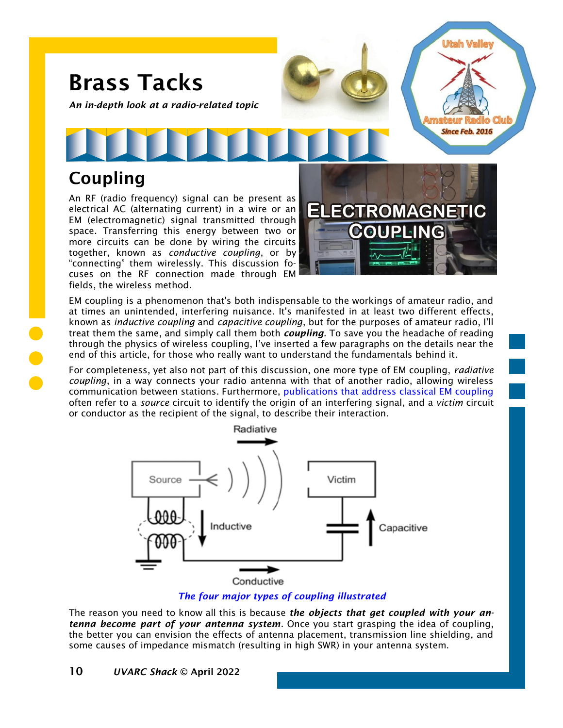# Brass Tacks

*An in-depth look at a radio-related topic*

## Coupling

An RF (radio frequency) signal can be present as electrical AC (alternating current) in a wire or an EM (electromagnetic) signal transmitted through space. Transferring this energy between two or more circuits can be done by wiring the circuits together, known as *conductive coupling*, or by "connecting" them wirelessly. This discussion focuses on the RF connection made through EM fields, the wireless method.

EM coupling is a phenomenon that's both indispensable to the workings of amateur radio, and at times an unintended, interfering nuisance. It's manifested in at least two different effects, known as *inductive coupling* and *capacitive coupling*, but for the purposes of amateur radio, I'll treat them the same, and simply call them both ***coupling***. To save you the headache of reading through the physics of wireless coupling, I've inserted a few paragraphs on the details near the end of this article, for those who really want to understand the fundamentals behind it.

For completeness, yet also not part of this discussion, one more type of EM coupling, *radiative coupling*, in a way connects your radio antenna with that of another radio, allowing wireless communication between stations. Furthermore, publications that address classical EM coupling often refer to a *source* circuit to identify the origin of an interfering signal, and a *victim* circuit or conductor as the recipient of the signal, to describe their interaction.

*The four major types of coupling illustrated*

The reason you need to know all this is because ***the objects that get coupled with your antenna become part of your antenna system***. Once you start grasping the idea of coupling, the better you can envision the effects of antenna placement, transmission line shielding, and some causes of impedance mismatch (resulting in high SWR) in your antenna system.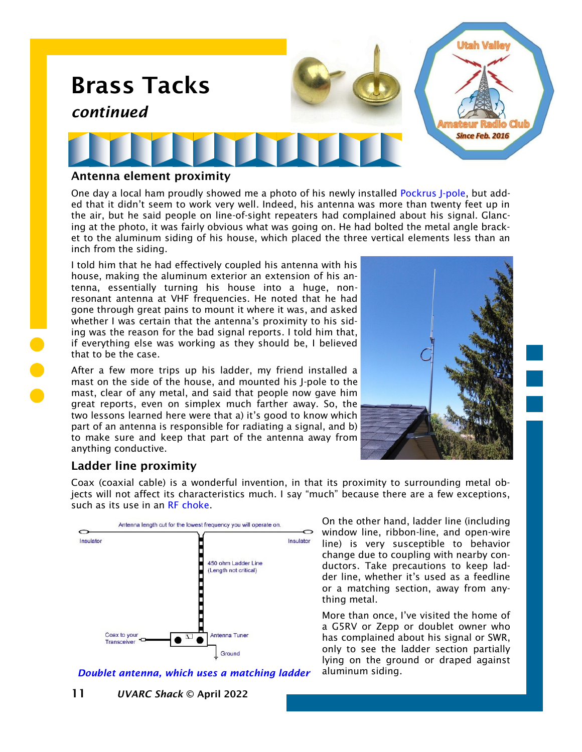# Brass Tacks

*continued*

## Antenna element proximity

One day a local ham proudly showed me a photo of his newly installed Pockrus J-pole, but added that it didn't seem to work very well. Indeed, his antenna was more than twenty feet up in the air, but he said people on line-of-sight repeaters had complained about his signal. Glancing at the photo, it was fairly obvious what was going on. He had bolted the metal angle bracket to the aluminum siding of his house, which placed the three vertical elements less than an inch from the siding.

I told him that he had effectively coupled his antenna with his house, making the aluminum exterior an extension of his antenna, essentially turning his house into a huge, non-resonant antenna at VHF frequencies. He noted that he had gone through great pains to mount it where it was, and asked whether I was certain that the antenna's proximity to his siding was the reason for the bad signal reports. I told him that, if everything else was working as they should be, I believed that to be the case.

After a few more trips up his ladder, my friend installed a mast on the side of the house, and mounted his J-pole to the mast, clear of any metal, and said that people now gave him great reports, even on simplex much farther away. So, the two lessons learned here were that a) it's good to know which part of an antenna is responsible for radiating a signal, and b) to make sure and keep that part of the antenna away from anything conductive.

## Ladder line proximity

Coax (coaxial cable) is a wonderful invention, in that its proximity to surrounding metal objects will not affect its characteristics much. I say "much" because there are a few exceptions, such as its use in an RF choke.

On the other hand, ladder line (including window line, ribbon-line, and open-wire line) is very susceptible to behavior change due to coupling with nearby conductors. Take precautions to keep ladder line, whether it's used as a feedline or a matching section, away from anything metal.

More than once, I've visited the home of a G5RV or Zepp or doublet owner who has complained about his signal or SWR, only to see the ladder section partially lying on the ground or draped against aluminum siding.

*Doublet antenna, which uses a matching ladder*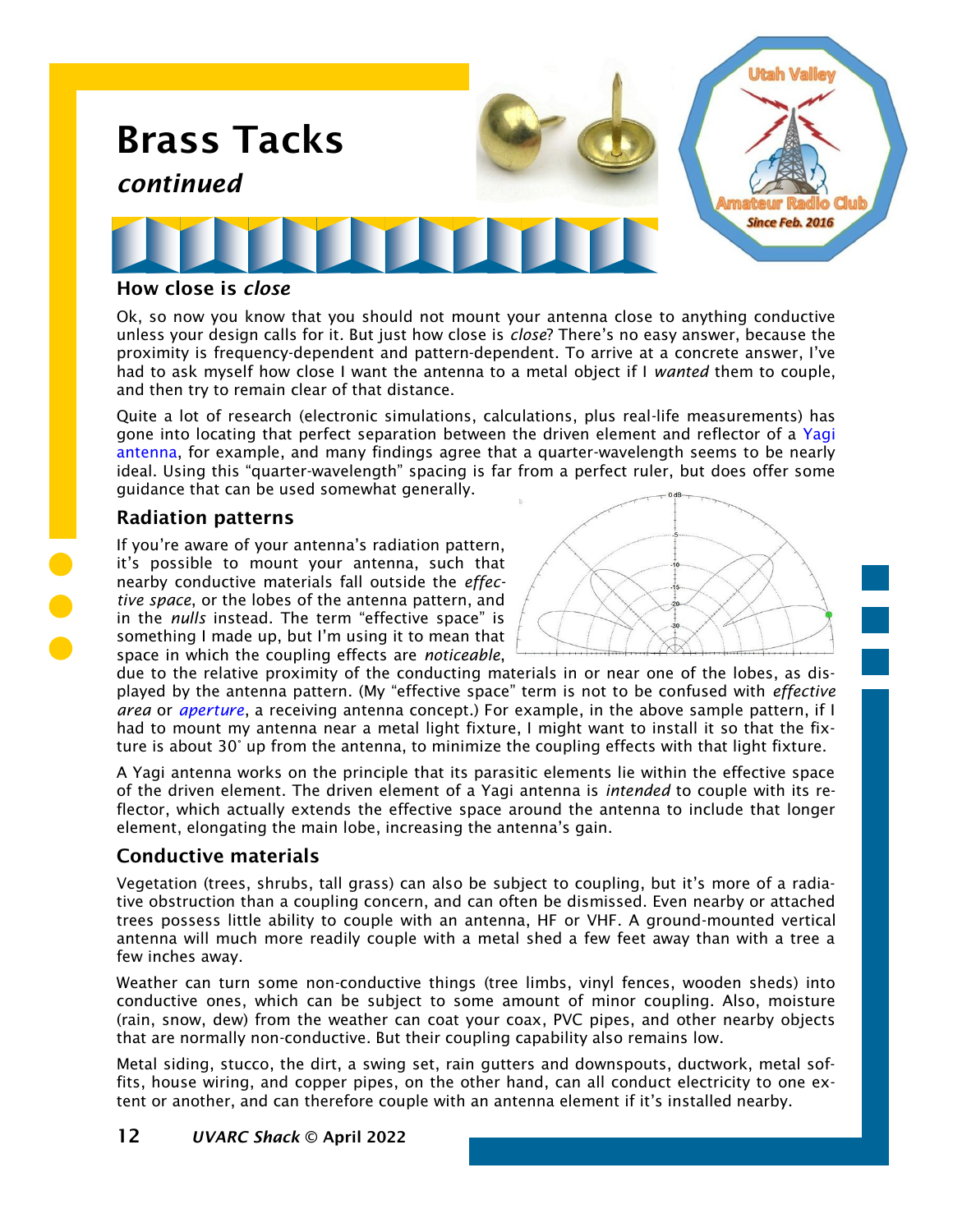# Brass Tacks

*continued*

## How close is *close*

Ok, so now you know that you should not mount your antenna close to anything conductive unless your design calls for it. But just how close is *close*? There's no easy answer, because the proximity is frequency-dependent and pattern-dependent. To arrive at a concrete answer, I've had to ask myself how close I want the antenna to a metal object if I *wanted* them to couple, and then try to remain clear of that distance.

Quite a lot of research (electronic simulations, calculations, plus real-life measurements) has gone into locating that perfect separation between the driven element and reflector of a Yagi antenna, for example, and many findings agree that a quarter-wavelength seems to be nearly ideal. Using this "quarter-wavelength" spacing is far from a perfect ruler, but does offer some guidance that can be used somewhat generally.

## Radiation patterns

If you're aware of your antenna's radiation pattern, it's possible to mount your antenna, such that nearby conductive materials fall outside the *effective space*, or the lobes of the antenna pattern, and in the *nulls* instead. The term "effective space" is something I made up, but I'm using it to mean that space in which the coupling effects are *noticeable*, due to the relative proximity of the conducting materials in or near one of the lobes, as displayed by the antenna pattern. (My "effective space" term is not to be confused with *effective area* or *aperture*, a receiving antenna concept.) For example, in the above sample pattern, if I had to mount my antenna near a metal light fixture, I might want to install it so that the fixture is about 30˚ up from the antenna, to minimize the coupling effects with that light fixture.

A Yagi antenna works on the principle that its parasitic elements lie within the effective space of the driven element. The driven element of a Yagi antenna is *intended* to couple with its reflector, which actually extends the effective space around the antenna to include that longer element, elongating the main lobe, increasing the antenna's gain.

## Conductive materials

Vegetation (trees, shrubs, tall grass) can also be subject to coupling, but it's more of a radiative obstruction than a coupling concern, and can often be dismissed. Even nearby or attached trees possess little ability to couple with an antenna, HF or VHF. A ground-mounted vertical antenna will much more readily couple with a metal shed a few feet away than with a tree a few inches away.

Weather can turn some non-conductive things (tree limbs, vinyl fences, wooden sheds) into conductive ones, which can be subject to some amount of minor coupling. Also, moisture (rain, snow, dew) from the weather can coat your coax, PVC pipes, and other nearby objects that are normally non-conductive. But their coupling capability also remains low.

Metal siding, stucco, the dirt, a swing set, rain gutters and downspouts, ductwork, metal soffits, house wiring, and copper pipes, on the other hand, can all conduct electricity to one extent or another, and can therefore couple with an antenna element if it's installed nearby.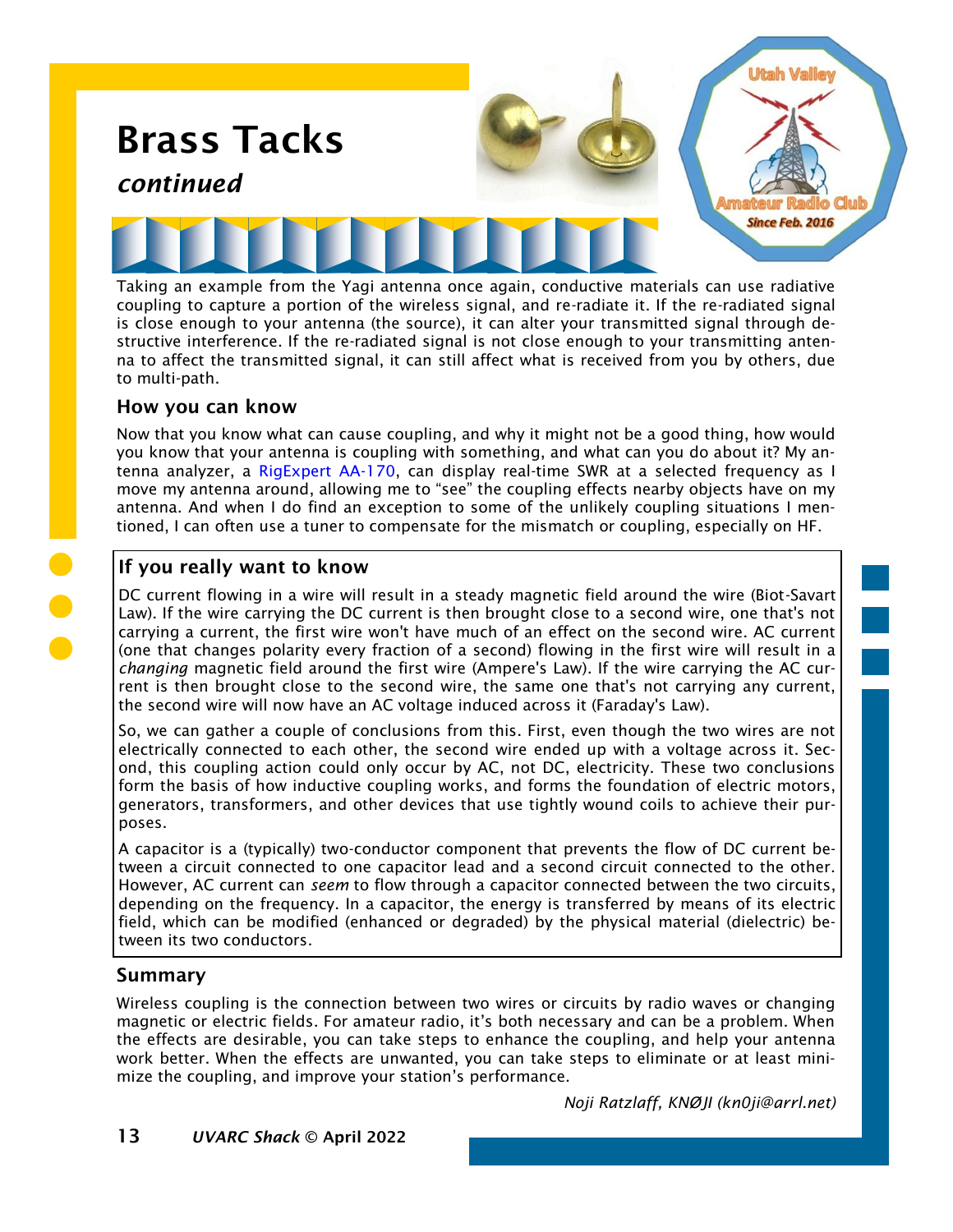# Brass Tacks

***continued***

Taking an example from the Yagi antenna once again, conductive materials can use radiative coupling to capture a portion of the wireless signal, and re-radiate it. If the re-radiated signal is close enough to your antenna (the source), it can alter your transmitted signal through destructive interference. If the re-radiated signal is not close enough to your transmitting antenna to affect the transmitted signal, it can still affect what is received from you by others, due to multi-path.

### How you can know

Now that you know what can cause coupling, and why it might not be a good thing, how would you know that your antenna is coupling with something, and what can you do about it? My antenna analyzer, a RigExpert AA-170, can display real-time SWR at a selected frequency as I move my antenna around, allowing me to "see" the coupling effects nearby objects have on my antenna. And when I do find an exception to some of the unlikely coupling situations I mentioned, I can often use a tuner to compensate for the mismatch or coupling, especially on HF.

### If you really want to know

DC current flowing in a wire will result in a steady magnetic field around the wire (Biot-Savart Law). If the wire carrying the DC current is then brought close to a second wire, one that's not carrying a current, the first wire won't have much of an effect on the second wire. AC current (one that changes polarity every fraction of a second) flowing in the first wire will result in a *changing* magnetic field around the first wire (Ampere's Law). If the wire carrying the AC current is then brought close to the second wire, the same one that's not carrying any current, the second wire will now have an AC voltage induced across it (Faraday's Law).

So, we can gather a couple of conclusions from this. First, even though the two wires are not electrically connected to each other, the second wire ended up with a voltage across it. Second, this coupling action could only occur by AC, not DC, electricity. These two conclusions form the basis of how inductive coupling works, and forms the foundation of electric motors, generators, transformers, and other devices that use tightly wound coils to achieve their purposes.

A capacitor is a (typically) two-conductor component that prevents the flow of DC current between a circuit connected to one capacitor lead and a second circuit connected to the other. However, AC current can *seem* to flow through a capacitor connected between the two circuits, depending on the frequency. In a capacitor, the energy is transferred by means of its electric field, which can be modified (enhanced or degraded) by the physical material (dielectric) between its two conductors.

### Summary

Wireless coupling is the connection between two wires or circuits by radio waves or changing magnetic or electric fields. For amateur radio, it's both necessary and can be a problem. When the effects are desirable, you can take steps to enhance the coupling, and help your antenna work better. When the effects are unwanted, you can take steps to eliminate or at least minimize the coupling, and improve your station's performance.

*Noji Ratzlaff, KNØJI (kn0ji@arrl.net)*